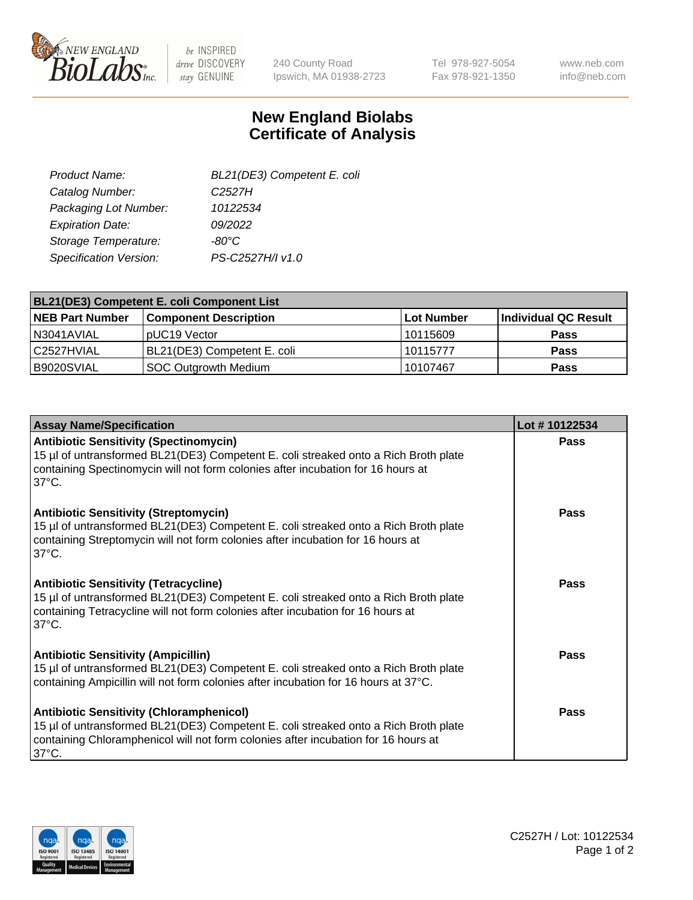# New England Biolabs Certificate of Analysis

| | |
|---|---|
| Product Name: | BL21(DE3) Competent E. coli |
| Catalog Number: | C2527H |
| Packaging Lot Number: | 10122534 |
| Expiration Date: | 09/2022 |
| Storage Temperature: | -80°C |
| Specification Version: | PS-C2527H/I v1.0 |

| BL21(DE3) Competent E. coli Component List | | | |
|---|---|---|---|
| **NEB Part Number** | **Component Description** | **Lot Number** | **Individual QC Result** |
| N3041AVIAL | pUC19 Vector | 10115609 | **Pass** |
| C2527HVIAL | BL21(DE3) Competent E. coli | 10115777 | **Pass** |
| B9020SVIAL | SOC Outgrowth Medium | 10107467 | **Pass** |

| Assay Name/Specification | Lot # 10122534 |
|---|---|
| **Antibiotic Sensitivity (Spectinomycin)**<br>15 µl of untransformed BL21(DE3) Competent E. coli streaked onto a Rich Broth plate containing Spectinomycin will not form colonies after incubation for 16 hours at 37°C. | **Pass** |
| **Antibiotic Sensitivity (Streptomycin)**<br>15 µl of untransformed BL21(DE3) Competent E. coli streaked onto a Rich Broth plate containing Streptomycin will not form colonies after incubation for 16 hours at 37°C. | **Pass** |
| **Antibiotic Sensitivity (Tetracycline)**<br>15 µl of untransformed BL21(DE3) Competent E. coli streaked onto a Rich Broth plate containing Tetracycline will not form colonies after incubation for 16 hours at 37°C. | **Pass** |
| **Antibiotic Sensitivity (Ampicillin)**<br>15 µl of untransformed BL21(DE3) Competent E. coli streaked onto a Rich Broth plate containing Ampicillin will not form colonies after incubation for 16 hours at 37°C. | **Pass** |
| **Antibiotic Sensitivity (Chloramphenicol)**<br>15 µl of untransformed BL21(DE3) Competent E. coli streaked onto a Rich Broth plate containing Chloramphenicol will not form colonies after incubation for 16 hours at 37°C. | **Pass** |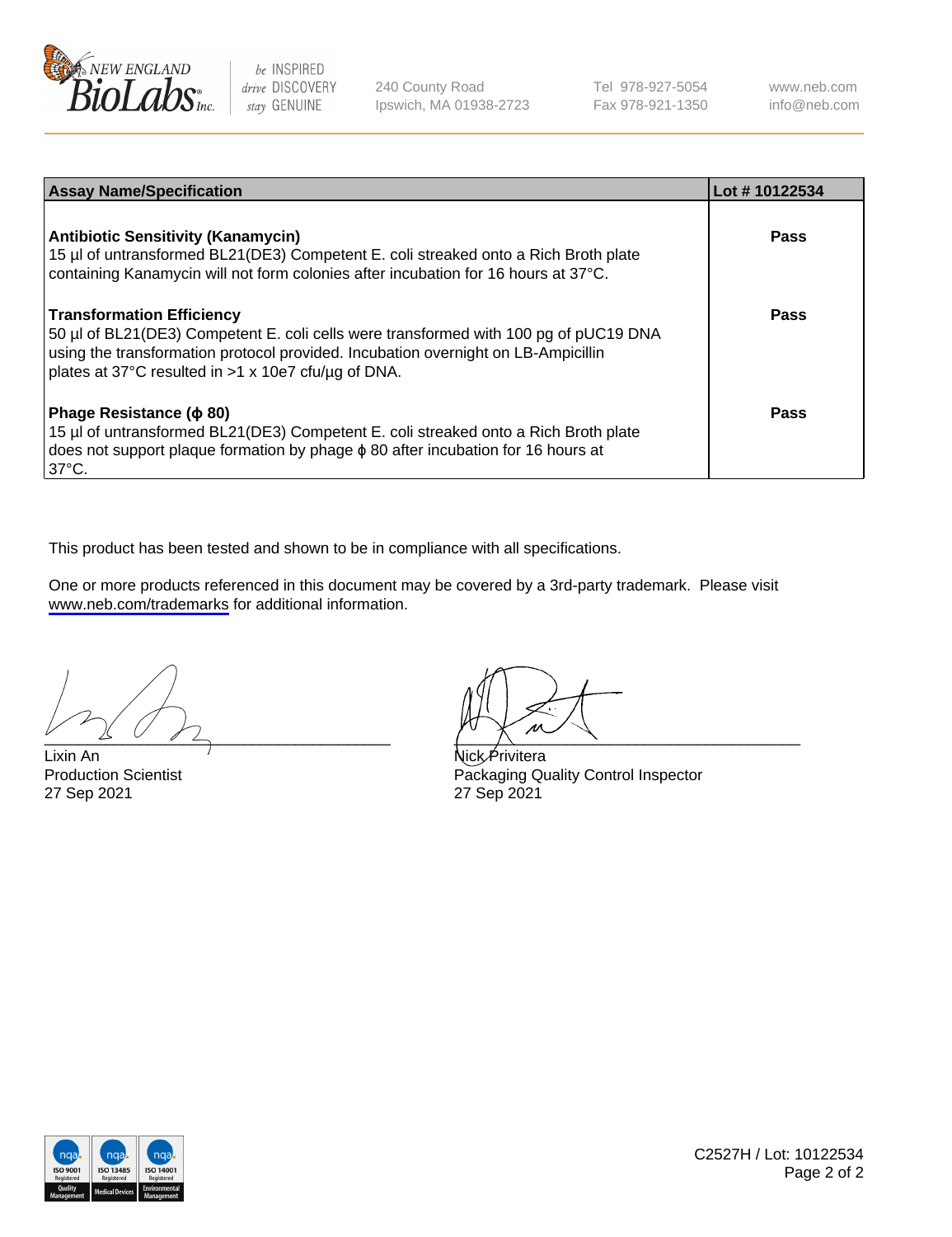NEW ENGLAND BioLabs Inc. — be INSPIRED drive DISCOVERY stay GENUINE

240 County Road
Ipswich, MA 01938-2723

Tel 978-927-5054
Fax 978-921-1350

www.neb.com
info@neb.com

| Assay Name/Specification | Lot # 10122534 |
| --- | --- |
| **Antibiotic Sensitivity (Kanamycin)**<br>15 µl of untransformed BL21(DE3) Competent E. coli streaked onto a Rich Broth plate containing Kanamycin will not form colonies after incubation for 16 hours at 37°C. | **Pass** |
| **Transformation Efficiency**<br>50 µl of BL21(DE3) Competent E. coli cells were transformed with 100 pg of pUC19 DNA using the transformation protocol provided. Incubation overnight on LB-Ampicillin plates at 37°C resulted in >1 x 10e7 cfu/µg of DNA. | **Pass** |
| **Phage Resistance (ϕ 80)**<br>15 µl of untransformed BL21(DE3) Competent E. coli streaked onto a Rich Broth plate does not support plaque formation by phage ϕ 80 after incubation for 16 hours at 37°C. | **Pass** |

This product has been tested and shown to be in compliance with all specifications.

One or more products referenced in this document may be covered by a 3rd-party trademark. Please visit www.neb.com/trademarks for additional information.

Lixin An
Production Scientist
27 Sep 2021

Nick Privitera
Packaging Quality Control Inspector
27 Sep 2021

C2527H / Lot: 10122534